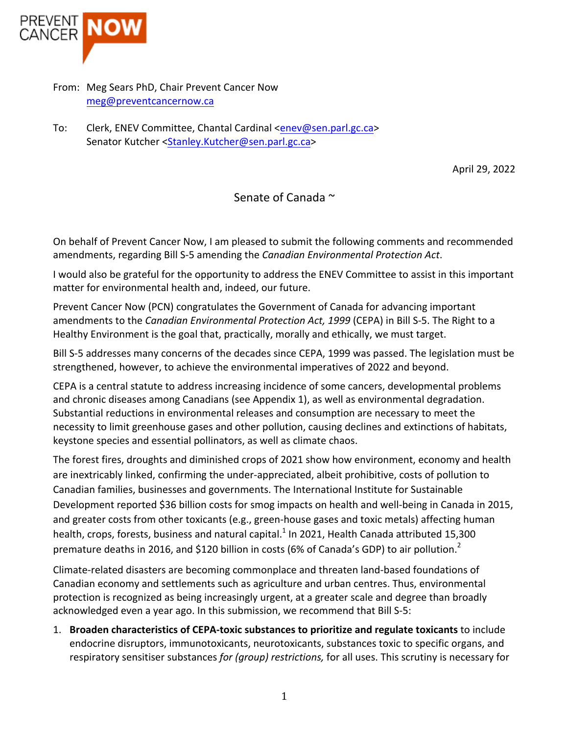PREVENT CANCER **NOW**

From: Meg Sears PhD, Chair Prevent Cancer Now
meg@preventcancernow.ca

To: Clerk, ENEV Committee, Chantal Cardinal <enev@sen.parl.gc.ca>
Senator Kutcher <Stanley.Kutcher@sen.parl.gc.ca>

April 29, 2022

Senate of Canada ~

On behalf of Prevent Cancer Now, I am pleased to submit the following comments and recommended amendments, regarding Bill S-5 amending the *Canadian Environmental Protection Act*.

I would also be grateful for the opportunity to address the ENEV Committee to assist in this important matter for environmental health and, indeed, our future.

Prevent Cancer Now (PCN) congratulates the Government of Canada for advancing important amendments to the *Canadian Environmental Protection Act, 1999* (CEPA) in Bill S-5. The Right to a Healthy Environment is the goal that, practically, morally and ethically, we must target.

Bill S-5 addresses many concerns of the decades since CEPA, 1999 was passed. The legislation must be strengthened, however, to achieve the environmental imperatives of 2022 and beyond.

CEPA is a central statute to address increasing incidence of some cancers, developmental problems and chronic diseases among Canadians (see Appendix 1), as well as environmental degradation. Substantial reductions in environmental releases and consumption are necessary to meet the necessity to limit greenhouse gases and other pollution, causing declines and extinctions of habitats, keystone species and essential pollinators, as well as climate chaos.

The forest fires, droughts and diminished crops of 2021 show how environment, economy and health are inextricably linked, confirming the under-appreciated, albeit prohibitive, costs of pollution to Canadian families, businesses and governments. The International Institute for Sustainable Development reported $36 billion costs for smog impacts on health and well-being in Canada in 2015, and greater costs from other toxicants (e.g., green-house gases and toxic metals) affecting human health, crops, forests, business and natural capital.[1] In 2021, Health Canada attributed 15,300 premature deaths in 2016, and $120 billion in costs (6% of Canada's GDP) to air pollution.[2]

Climate-related disasters are becoming commonplace and threaten land-based foundations of Canadian economy and settlements such as agriculture and urban centres. Thus, environmental protection is recognized as being increasingly urgent, at a greater scale and degree than broadly acknowledged even a year ago. In this submission, we recommend that Bill S-5:

1. **Broaden characteristics of CEPA-toxic substances to prioritize and regulate toxicants** to include endocrine disruptors, immunotoxicants, neurotoxicants, substances toxic to specific organs, and respiratory sensitiser substances *for (group) restrictions,* for all uses. This scrutiny is necessary for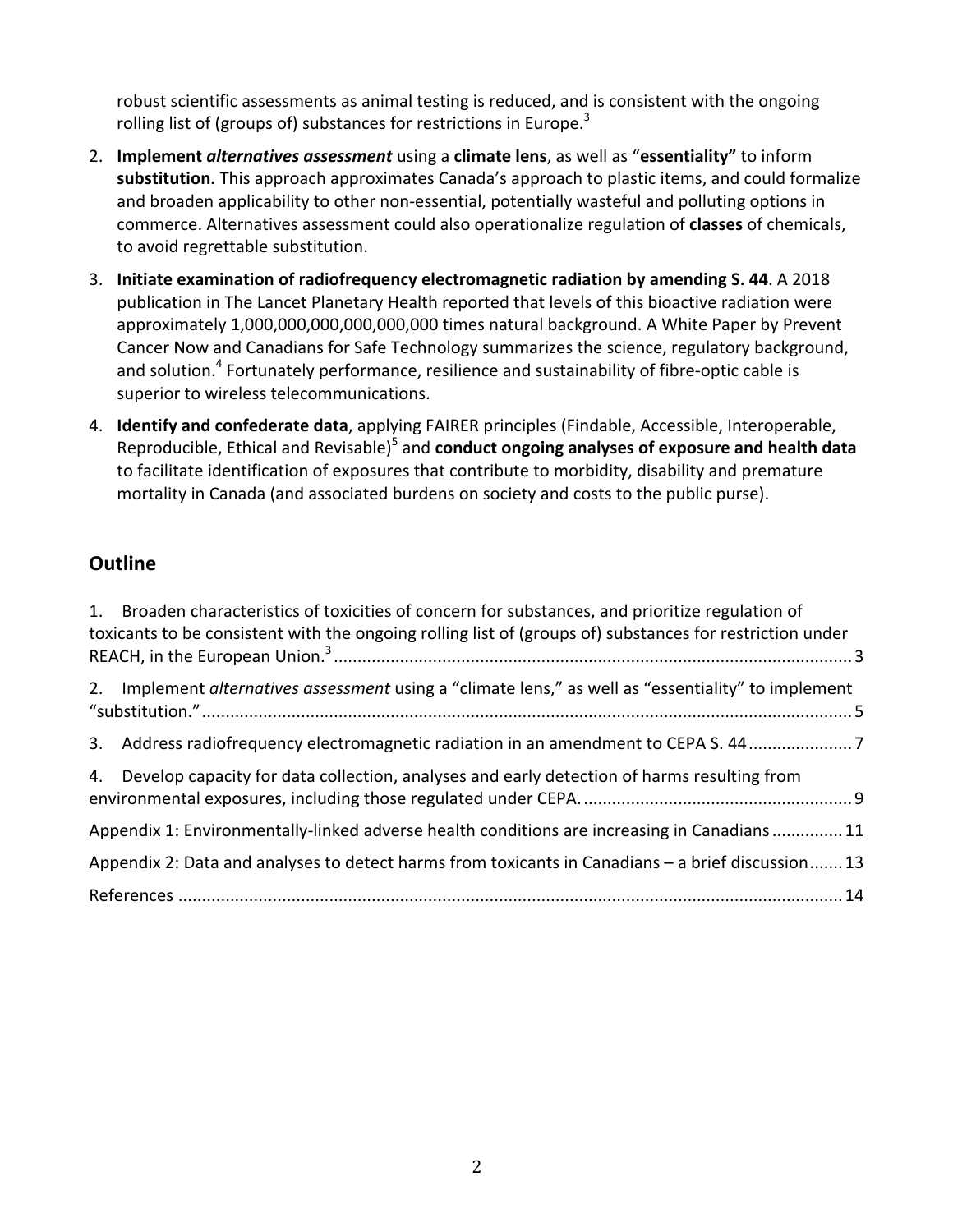robust scientific assessments as animal testing is reduced, and is consistent with the ongoing rolling list of (groups of) substances for restrictions in Europe.[3]

2. **Implement *alternatives assessment*** using a **climate lens**, as well as "**essentiality**" to inform **substitution.** This approach approximates Canada's approach to plastic items, and could formalize and broaden applicability to other non-essential, potentially wasteful and polluting options in commerce. Alternatives assessment could also operationalize regulation of **classes** of chemicals, to avoid regrettable substitution.
3. **Initiate examination of radiofrequency electromagnetic radiation by amending S. 44**. A 2018 publication in The Lancet Planetary Health reported that levels of this bioactive radiation were approximately 1,000,000,000,000,000,000 times natural background. A White Paper by Prevent Cancer Now and Canadians for Safe Technology summarizes the science, regulatory background, and solution.[4] Fortunately performance, resilience and sustainability of fibre-optic cable is superior to wireless telecommunications.
4. **Identify and confederate data**, applying FAIRER principles (Findable, Accessible, Interoperable, Reproducible, Ethical and Revisable)[5] and **conduct ongoing analyses of exposure and health data** to facilitate identification of exposures that contribute to morbidity, disability and premature mortality in Canada (and associated burdens on society and costs to the public purse).

## Outline

1. Broaden characteristics of toxicities of concern for substances, and prioritize regulation of toxicants to be consistent with the ongoing rolling list of (groups of) substances for restriction under REACH, in the European Union.[3] ..... 3
2. Implement *alternatives assessment* using a "climate lens," as well as "essentiality" to implement "substitution." ..... 5
3. Address radiofrequency electromagnetic radiation in an amendment to CEPA S. 44 ..... 7
4. Develop capacity for data collection, analyses and early detection of harms resulting from environmental exposures, including those regulated under CEPA. ..... 9

Appendix 1: Environmentally-linked adverse health conditions are increasing in Canadians ..... 11

Appendix 2: Data and analyses to detect harms from toxicants in Canadians – a brief discussion ..... 13

References ..... 14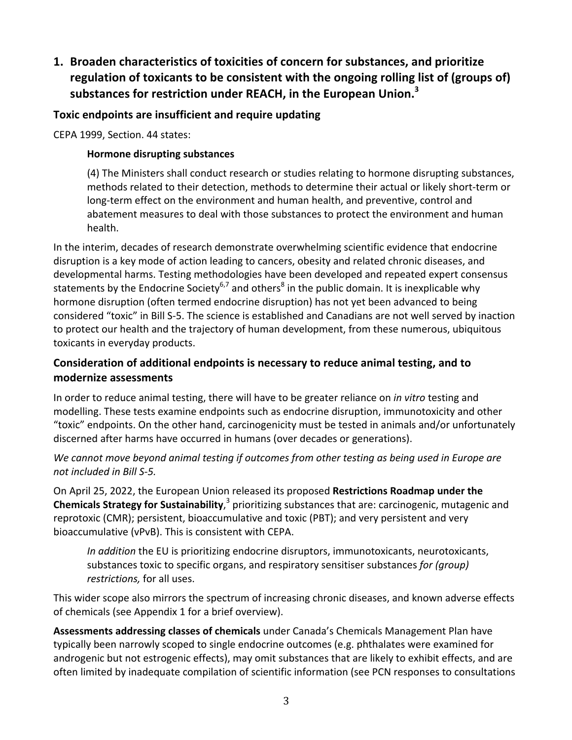## 1. Broaden characteristics of toxicities of concern for substances, and prioritize regulation of toxicants to be consistent with the ongoing rolling list of (groups of) substances for restriction under REACH, in the European Union.[3]

### Toxic endpoints are insufficient and require updating

CEPA 1999, Section. 44 states:

> **Hormone disrupting substances**
>
> (4) The Ministers shall conduct research or studies relating to hormone disrupting substances, methods related to their detection, methods to determine their actual or likely short-term or long-term effect on the environment and human health, and preventive, control and abatement measures to deal with those substances to protect the environment and human health.

In the interim, decades of research demonstrate overwhelming scientific evidence that endocrine disruption is a key mode of action leading to cancers, obesity and related chronic diseases, and developmental harms. Testing methodologies have been developed and repeated expert consensus statements by the Endocrine Society[6,7] and others[8] in the public domain. It is inexplicable why hormone disruption (often termed endocrine disruption) has not yet been advanced to being considered "toxic" in Bill S-5. The science is established and Canadians are not well served by inaction to protect our health and the trajectory of human development, from these numerous, ubiquitous toxicants in everyday products.

### Consideration of additional endpoints is necessary to reduce animal testing, and to modernize assessments

In order to reduce animal testing, there will have to be greater reliance on *in vitro* testing and modelling. These tests examine endpoints such as endocrine disruption, immunotoxicity and other "toxic" endpoints. On the other hand, carcinogenicity must be tested in animals and/or unfortunately discerned after harms have occurred in humans (over decades or generations).

*We cannot move beyond animal testing if outcomes from other testing as being used in Europe are not included in Bill S-5.*

On April 25, 2022, the European Union released its proposed **Restrictions Roadmap under the Chemicals Strategy for Sustainability**,[3] prioritizing substances that are: carcinogenic, mutagenic and reprotoxic (CMR); persistent, bioaccumulative and toxic (PBT); and very persistent and very bioaccumulative (vPvB). This is consistent with CEPA.

> *In addition* the EU is prioritizing endocrine disruptors, immunotoxicants, neurotoxicants, substances toxic to specific organs, and respiratory sensitiser substances *for (group) restrictions,* for all uses.

This wider scope also mirrors the spectrum of increasing chronic diseases, and known adverse effects of chemicals (see Appendix 1 for a brief overview).

**Assessments addressing classes of chemicals** under Canada's Chemicals Management Plan have typically been narrowly scoped to single endocrine outcomes (e.g. phthalates were examined for androgenic but not estrogenic effects), may omit substances that are likely to exhibit effects, and are often limited by inadequate compilation of scientific information (see PCN responses to consultations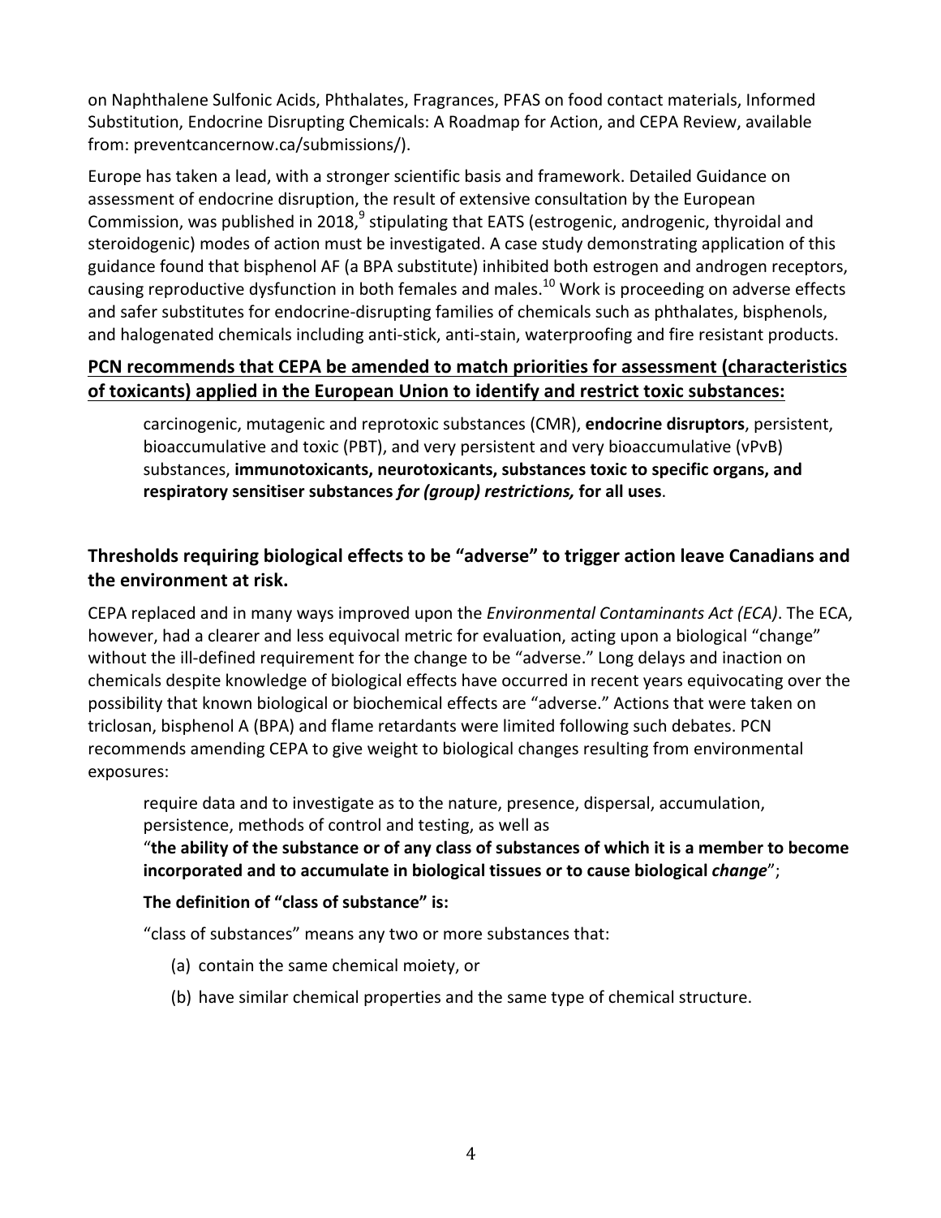on Naphthalene Sulfonic Acids, Phthalates, Fragrances, PFAS on food contact materials, Informed Substitution, Endocrine Disrupting Chemicals: A Roadmap for Action, and CEPA Review, available from: preventcancernow.ca/submissions/).

Europe has taken a lead, with a stronger scientific basis and framework. Detailed Guidance on assessment of endocrine disruption, the result of extensive consultation by the European Commission, was published in 2018,[9] stipulating that EATS (estrogenic, androgenic, thyroidal and steroidogenic) modes of action must be investigated. A case study demonstrating application of this guidance found that bisphenol AF (a BPA substitute) inhibited both estrogen and androgen receptors, causing reproductive dysfunction in both females and males.[10] Work is proceeding on adverse effects and safer substitutes for endocrine-disrupting families of chemicals such as phthalates, bisphenols, and halogenated chemicals including anti-stick, anti-stain, waterproofing and fire resistant products.

**PCN recommends that CEPA be amended to match priorities for assessment (characteristics of toxicants) applied in the European Union to identify and restrict toxic substances:**

> carcinogenic, mutagenic and reprotoxic substances (CMR), **endocrine disruptors**, persistent, bioaccumulative and toxic (PBT), and very persistent and very bioaccumulative (vPvB) substances, **immunotoxicants, neurotoxicants, substances toxic to specific organs, and respiratory sensitiser substances *for (group) restrictions,* for all uses**.

## Thresholds requiring biological effects to be "adverse" to trigger action leave Canadians and the environment at risk.

CEPA replaced and in many ways improved upon the *Environmental Contaminants Act (ECA)*. The ECA, however, had a clearer and less equivocal metric for evaluation, acting upon a biological "change" without the ill-defined requirement for the change to be "adverse." Long delays and inaction on chemicals despite knowledge of biological effects have occurred in recent years equivocating over the possibility that known biological or biochemical effects are "adverse." Actions that were taken on triclosan, bisphenol A (BPA) and flame retardants were limited following such debates. PCN recommends amending CEPA to give weight to biological changes resulting from environmental exposures:

> require data and to investigate as to the nature, presence, dispersal, accumulation, persistence, methods of control and testing, as well as
>
> "**the ability of the substance or of any class of substances of which it is a member to become incorporated and to accumulate in biological tissues or to cause biological *change***";
>
> **The definition of "class of substance" is:**
>
> "class of substances" means any two or more substances that:
>
> (a) contain the same chemical moiety, or
>
> (b) have similar chemical properties and the same type of chemical structure.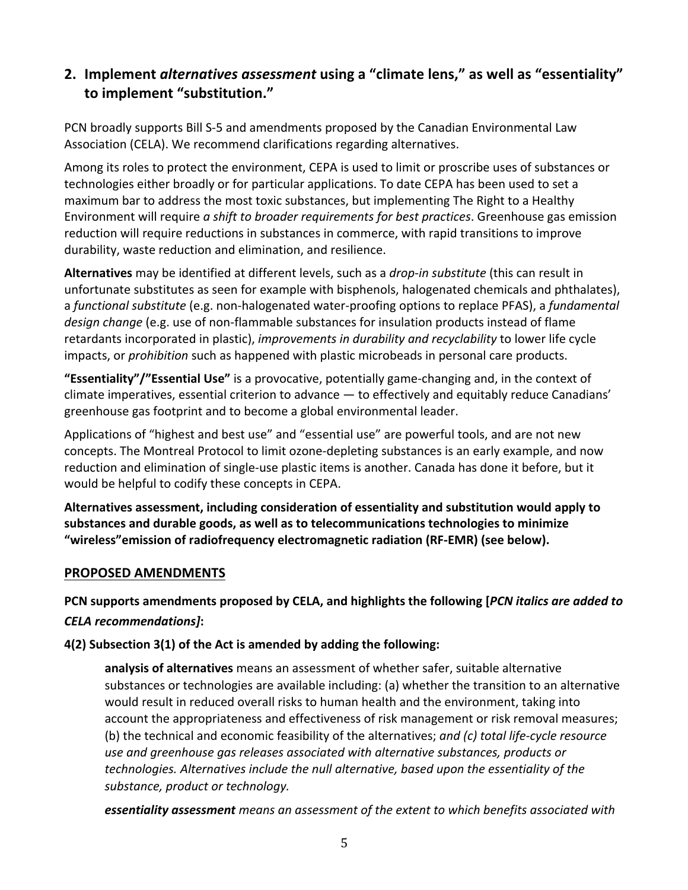## 2. Implement *alternatives assessment* using a "climate lens," as well as "essentiality" to implement "substitution."

PCN broadly supports Bill S-5 and amendments proposed by the Canadian Environmental Law Association (CELA). We recommend clarifications regarding alternatives.

Among its roles to protect the environment, CEPA is used to limit or proscribe uses of substances or technologies either broadly or for particular applications. To date CEPA has been used to set a maximum bar to address the most toxic substances, but implementing The Right to a Healthy Environment will require *a shift to broader requirements for best practices*. Greenhouse gas emission reduction will require reductions in substances in commerce, with rapid transitions to improve durability, waste reduction and elimination, and resilience.

**Alternatives** may be identified at different levels, such as a *drop-in substitute* (this can result in unfortunate substitutes as seen for example with bisphenols, halogenated chemicals and phthalates), a *functional substitute* (e.g. non-halogenated water-proofing options to replace PFAS), a *fundamental design change* (e.g. use of non-flammable substances for insulation products instead of flame retardants incorporated in plastic), *improvements in durability and recyclability* to lower life cycle impacts, or *prohibition* such as happened with plastic microbeads in personal care products.

**"Essentiality"/"Essential Use"** is a provocative, potentially game-changing and, in the context of climate imperatives, essential criterion to advance — to effectively and equitably reduce Canadians' greenhouse gas footprint and to become a global environmental leader.

Applications of "highest and best use" and "essential use" are powerful tools, and are not new concepts. The Montreal Protocol to limit ozone-depleting substances is an early example, and now reduction and elimination of single-use plastic items is another. Canada has done it before, but it would be helpful to codify these concepts in CEPA.

**Alternatives assessment, including consideration of essentiality and substitution would apply to substances and durable goods, as well as to telecommunications technologies to minimize "wireless"emission of radiofrequency electromagnetic radiation (RF-EMR) (see below).**

### PROPOSED AMENDMENTS

**PCN supports amendments proposed by CELA, and highlights the following [*PCN italics are added to CELA recommendations]*:**

**4(2) Subsection 3(1) of the Act is amended by adding the following:**

> **analysis of alternatives** means an assessment of whether safer, suitable alternative substances or technologies are available including: (a) whether the transition to an alternative would result in reduced overall risks to human health and the environment, taking into account the appropriateness and effectiveness of risk management or risk removal measures; (b) the technical and economic feasibility of the alternatives; *and (c) total life-cycle resource use and greenhouse gas releases associated with alternative substances, products or technologies. Alternatives include the null alternative, based upon the essentiality of the substance, product or technology.*
>
> ***essentiality assessment** means an assessment of the extent to which benefits associated with*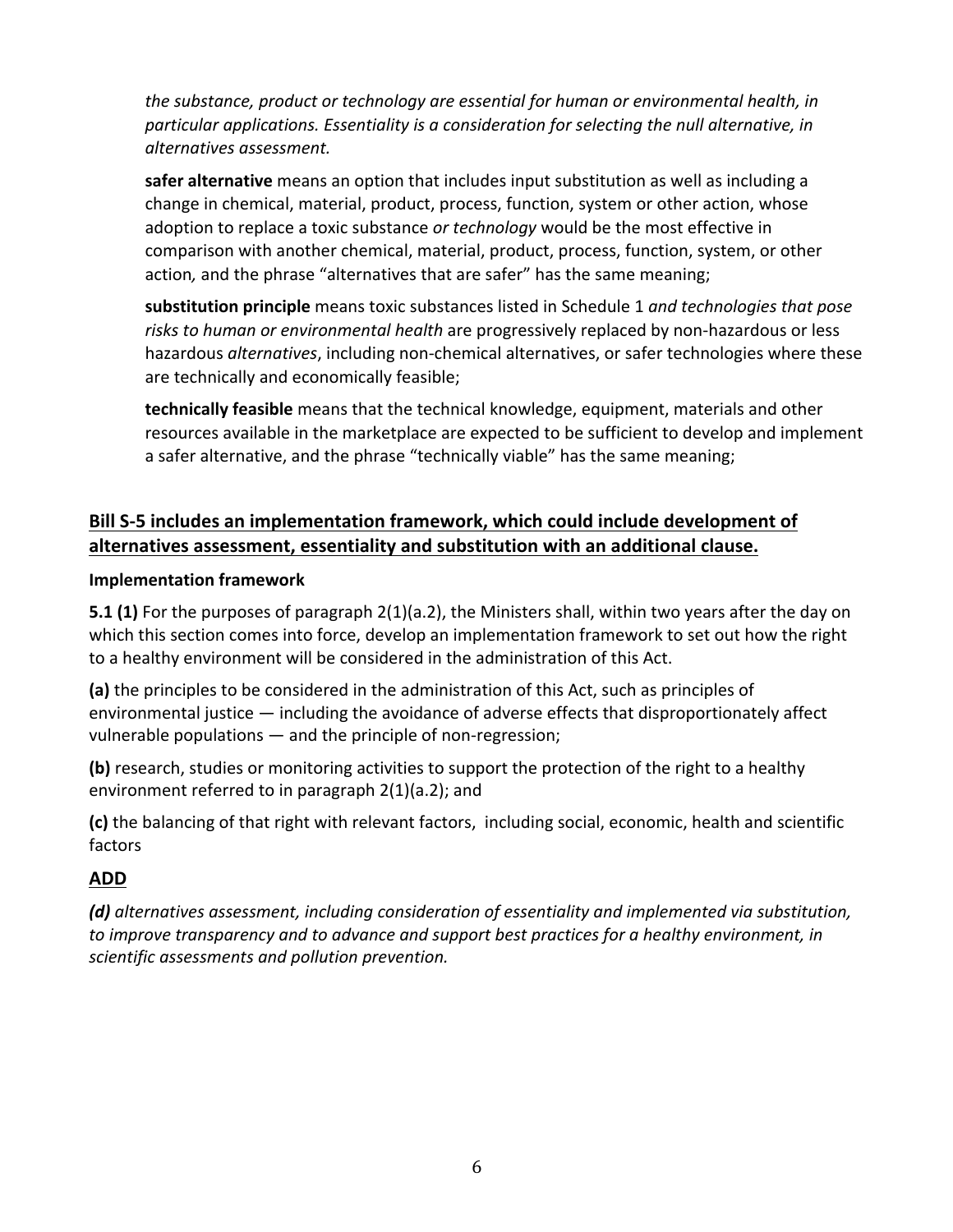*the substance, product or technology are essential for human or environmental health, in particular applications. Essentiality is a consideration for selecting the null alternative, in alternatives assessment.*

**safer alternative** means an option that includes input substitution as well as including a change in chemical, material, product, process, function, system or other action, whose adoption to replace a toxic substance *or technology* would be the most effective in comparison with another chemical, material, product, process, function, system, or other action*,* and the phrase "alternatives that are safer" has the same meaning;

**substitution principle** means toxic substances listed in Schedule 1 *and technologies that pose risks to human or environmental health* are progressively replaced by non-hazardous or less hazardous *alternatives*, including non-chemical alternatives, or safer technologies where these are technically and economically feasible;

**technically feasible** means that the technical knowledge, equipment, materials and other resources available in the marketplace are expected to be sufficient to develop and implement a safer alternative, and the phrase "technically viable" has the same meaning;

## <u>Bill S-5 includes an implementation framework, which could include development of alternatives assessment, essentiality and substitution with an additional clause.</u>

### Implementation framework

**5.1 (1)** For the purposes of paragraph 2(1)(a.2), the Ministers shall, within two years after the day on which this section comes into force, develop an implementation framework to set out how the right to a healthy environment will be considered in the administration of this Act.

**(a)** the principles to be considered in the administration of this Act, such as principles of environmental justice — including the avoidance of adverse effects that disproportionately affect vulnerable populations — and the principle of non-regression;

**(b)** research, studies or monitoring activities to support the protection of the right to a healthy environment referred to in paragraph 2(1)(a.2); and

**(c)** the balancing of that right with relevant factors, including social, economic, health and scientific factors

## <u>ADD</u>

***(d)*** *alternatives assessment, including consideration of essentiality and implemented via substitution, to improve transparency and to advance and support best practices for a healthy environment, in scientific assessments and pollution prevention.*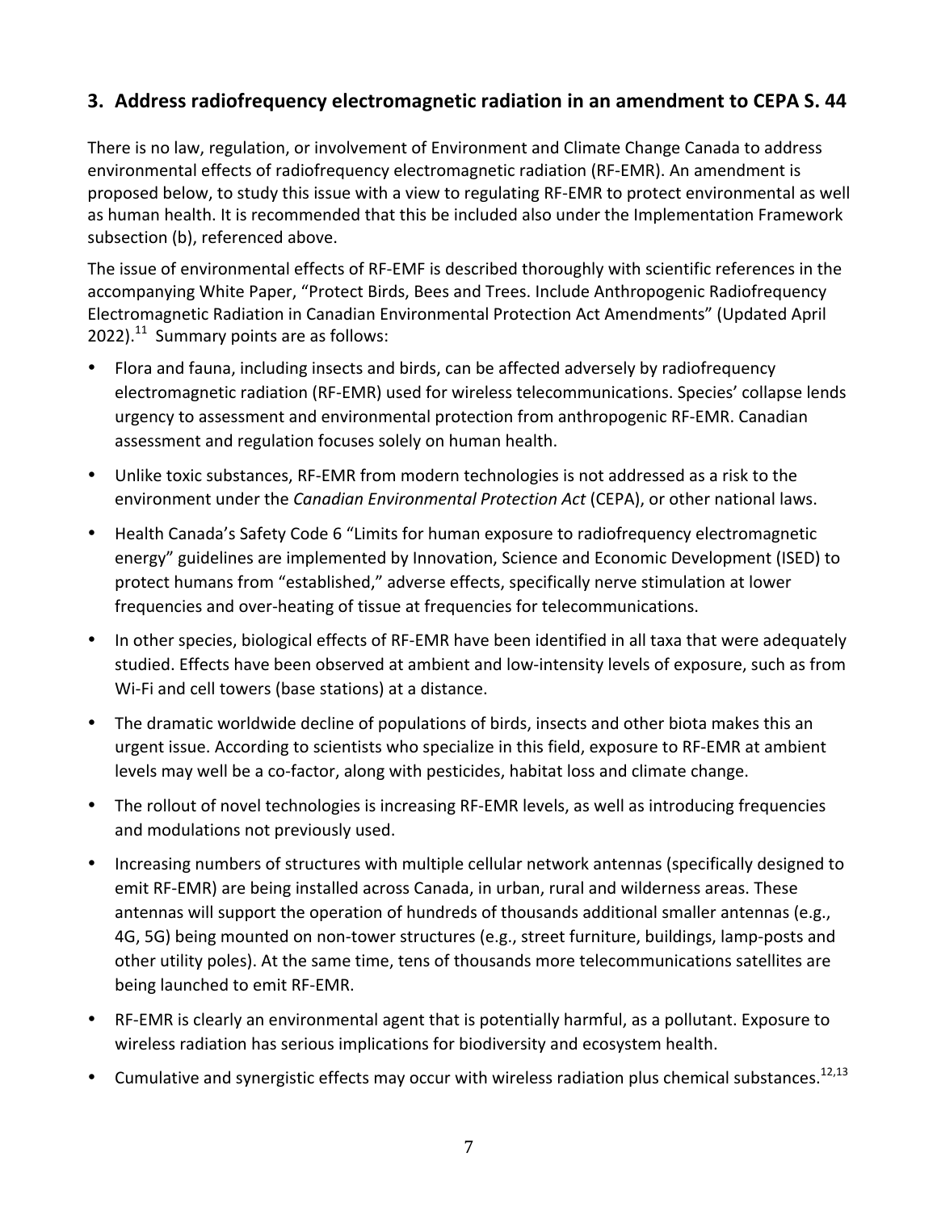## 3. Address radiofrequency electromagnetic radiation in an amendment to CEPA S. 44

There is no law, regulation, or involvement of Environment and Climate Change Canada to address environmental effects of radiofrequency electromagnetic radiation (RF-EMR). An amendment is proposed below, to study this issue with a view to regulating RF-EMR to protect environmental as well as human health. It is recommended that this be included also under the Implementation Framework subsection (b), referenced above.

The issue of environmental effects of RF-EMF is described thoroughly with scientific references in the accompanying White Paper, "Protect Birds, Bees and Trees. Include Anthropogenic Radiofrequency Electromagnetic Radiation in Canadian Environmental Protection Act Amendments" (Updated April 2022).[11] Summary points are as follows:

- Flora and fauna, including insects and birds, can be affected adversely by radiofrequency electromagnetic radiation (RF-EMR) used for wireless telecommunications. Species' collapse lends urgency to assessment and environmental protection from anthropogenic RF-EMR. Canadian assessment and regulation focuses solely on human health.
- Unlike toxic substances, RF-EMR from modern technologies is not addressed as a risk to the environment under the *Canadian Environmental Protection Act* (CEPA), or other national laws.
- Health Canada's Safety Code 6 "Limits for human exposure to radiofrequency electromagnetic energy" guidelines are implemented by Innovation, Science and Economic Development (ISED) to protect humans from "established," adverse effects, specifically nerve stimulation at lower frequencies and over-heating of tissue at frequencies for telecommunications.
- In other species, biological effects of RF-EMR have been identified in all taxa that were adequately studied. Effects have been observed at ambient and low-intensity levels of exposure, such as from Wi-Fi and cell towers (base stations) at a distance.
- The dramatic worldwide decline of populations of birds, insects and other biota makes this an urgent issue. According to scientists who specialize in this field, exposure to RF-EMR at ambient levels may well be a co-factor, along with pesticides, habitat loss and climate change.
- The rollout of novel technologies is increasing RF-EMR levels, as well as introducing frequencies and modulations not previously used.
- Increasing numbers of structures with multiple cellular network antennas (specifically designed to emit RF-EMR) are being installed across Canada, in urban, rural and wilderness areas. These antennas will support the operation of hundreds of thousands additional smaller antennas (e.g., 4G, 5G) being mounted on non-tower structures (e.g., street furniture, buildings, lamp-posts and other utility poles). At the same time, tens of thousands more telecommunications satellites are being launched to emit RF-EMR.
- RF-EMR is clearly an environmental agent that is potentially harmful, as a pollutant. Exposure to wireless radiation has serious implications for biodiversity and ecosystem health.
- Cumulative and synergistic effects may occur with wireless radiation plus chemical substances.[12,13]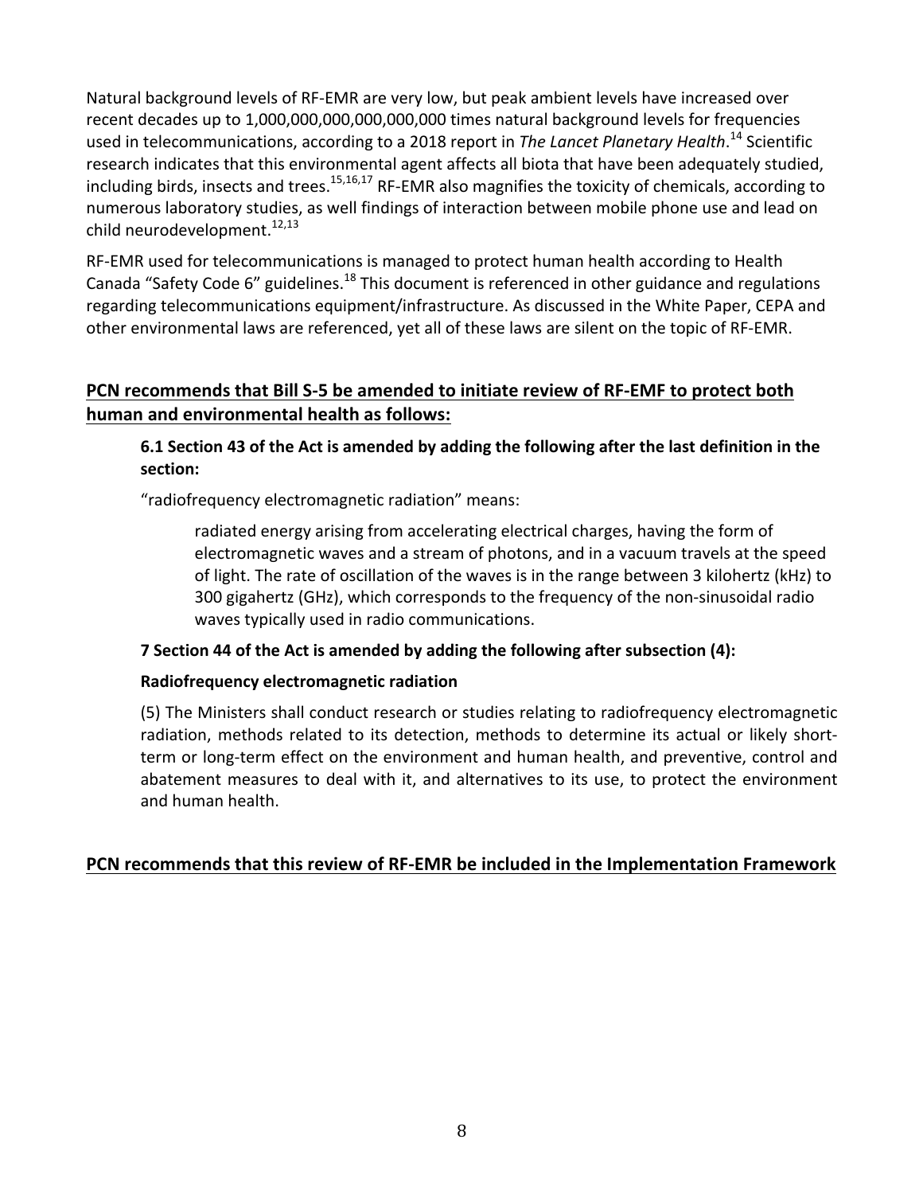Natural background levels of RF-EMR are very low, but peak ambient levels have increased over recent decades up to 1,000,000,000,000,000,000 times natural background levels for frequencies used in telecommunications, according to a 2018 report in *The Lancet Planetary Health*.[14] Scientific research indicates that this environmental agent affects all biota that have been adequately studied, including birds, insects and trees.[15,16,17] RF-EMR also magnifies the toxicity of chemicals, according to numerous laboratory studies, as well findings of interaction between mobile phone use and lead on child neurodevelopment.[12,13]

RF-EMR used for telecommunications is managed to protect human health according to Health Canada "Safety Code 6" guidelines.[18] This document is referenced in other guidance and regulations regarding telecommunications equipment/infrastructure. As discussed in the White Paper, CEPA and other environmental laws are referenced, yet all of these laws are silent on the topic of RF-EMR.

## PCN recommends that Bill S-5 be amended to initiate review of RF-EMF to protect both human and environmental health as follows:

**6.1 Section 43 of the Act is amended by adding the following after the last definition in the section:**

"radiofrequency electromagnetic radiation" means:

> radiated energy arising from accelerating electrical charges, having the form of electromagnetic waves and a stream of photons, and in a vacuum travels at the speed of light. The rate of oscillation of the waves is in the range between 3 kilohertz (kHz) to 300 gigahertz (GHz), which corresponds to the frequency of the non-sinusoidal radio waves typically used in radio communications.

**7 Section 44 of the Act is amended by adding the following after subsection (4):**

**Radiofrequency electromagnetic radiation**

(5) The Ministers shall conduct research or studies relating to radiofrequency electromagnetic radiation, methods related to its detection, methods to determine its actual or likely short-term or long-term effect on the environment and human health, and preventive, control and abatement measures to deal with it, and alternatives to its use, to protect the environment and human health.

## PCN recommends that this review of RF-EMR be included in the Implementation Framework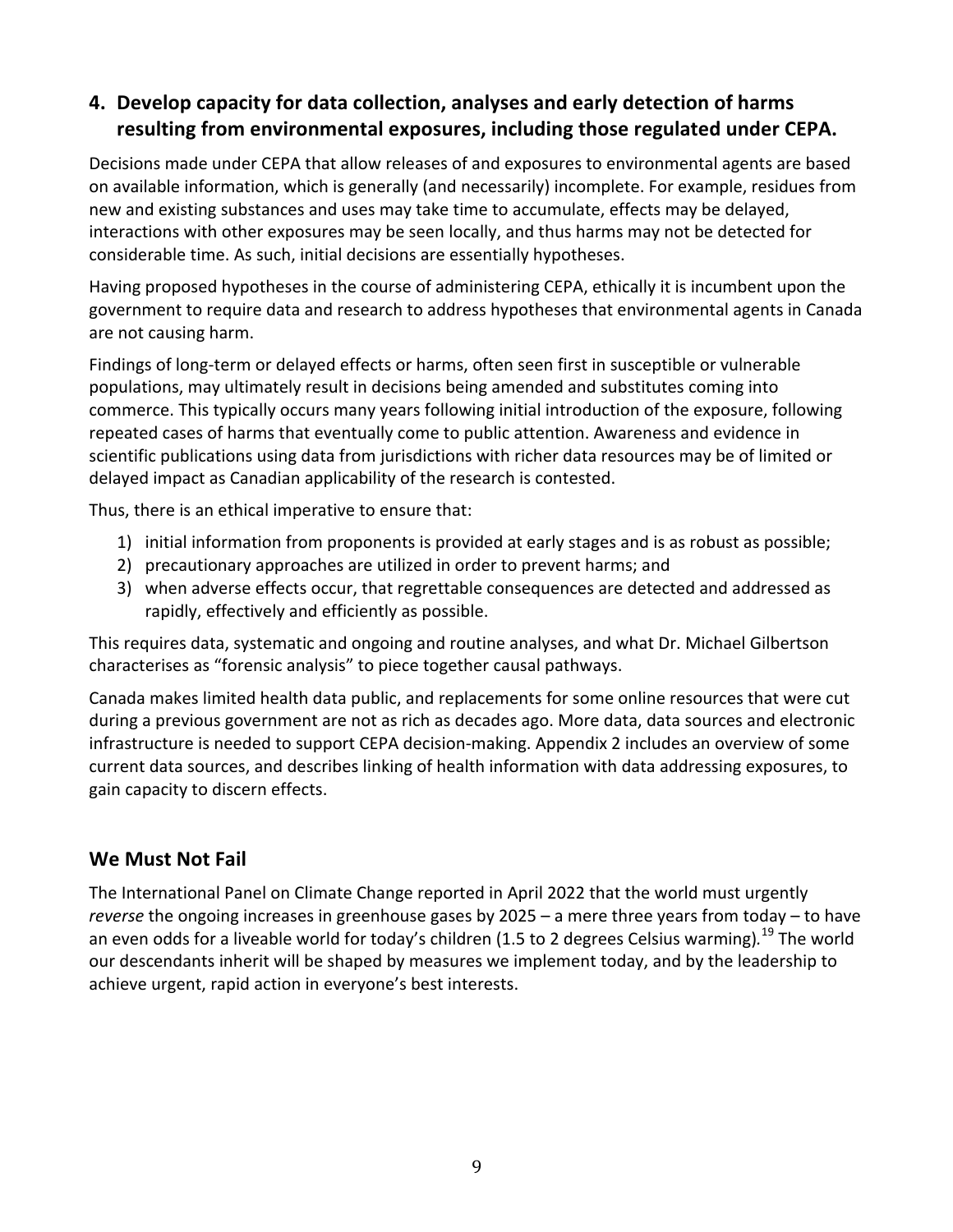## 4. Develop capacity for data collection, analyses and early detection of harms resulting from environmental exposures, including those regulated under CEPA.

Decisions made under CEPA that allow releases of and exposures to environmental agents are based on available information, which is generally (and necessarily) incomplete. For example, residues from new and existing substances and uses may take time to accumulate, effects may be delayed, interactions with other exposures may be seen locally, and thus harms may not be detected for considerable time. As such, initial decisions are essentially hypotheses.

Having proposed hypotheses in the course of administering CEPA, ethically it is incumbent upon the government to require data and research to address hypotheses that environmental agents in Canada are not causing harm.

Findings of long-term or delayed effects or harms, often seen first in susceptible or vulnerable populations, may ultimately result in decisions being amended and substitutes coming into commerce. This typically occurs many years following initial introduction of the exposure, following repeated cases of harms that eventually come to public attention. Awareness and evidence in scientific publications using data from jurisdictions with richer data resources may be of limited or delayed impact as Canadian applicability of the research is contested.

Thus, there is an ethical imperative to ensure that:

1) initial information from proponents is provided at early stages and is as robust as possible;
2) precautionary approaches are utilized in order to prevent harms; and
3) when adverse effects occur, that regrettable consequences are detected and addressed as rapidly, effectively and efficiently as possible.

This requires data, systematic and ongoing and routine analyses, and what Dr. Michael Gilbertson characterises as "forensic analysis" to piece together causal pathways.

Canada makes limited health data public, and replacements for some online resources that were cut during a previous government are not as rich as decades ago. More data, data sources and electronic infrastructure is needed to support CEPA decision-making. Appendix 2 includes an overview of some current data sources, and describes linking of health information with data addressing exposures, to gain capacity to discern effects.

## We Must Not Fail

The International Panel on Climate Change reported in April 2022 that the world must urgently *reverse* the ongoing increases in greenhouse gases by 2025 – a mere three years from today – to have an even odds for a liveable world for today's children (1.5 to 2 degrees Celsius warming).[19] The world our descendants inherit will be shaped by measures we implement today, and by the leadership to achieve urgent, rapid action in everyone's best interests.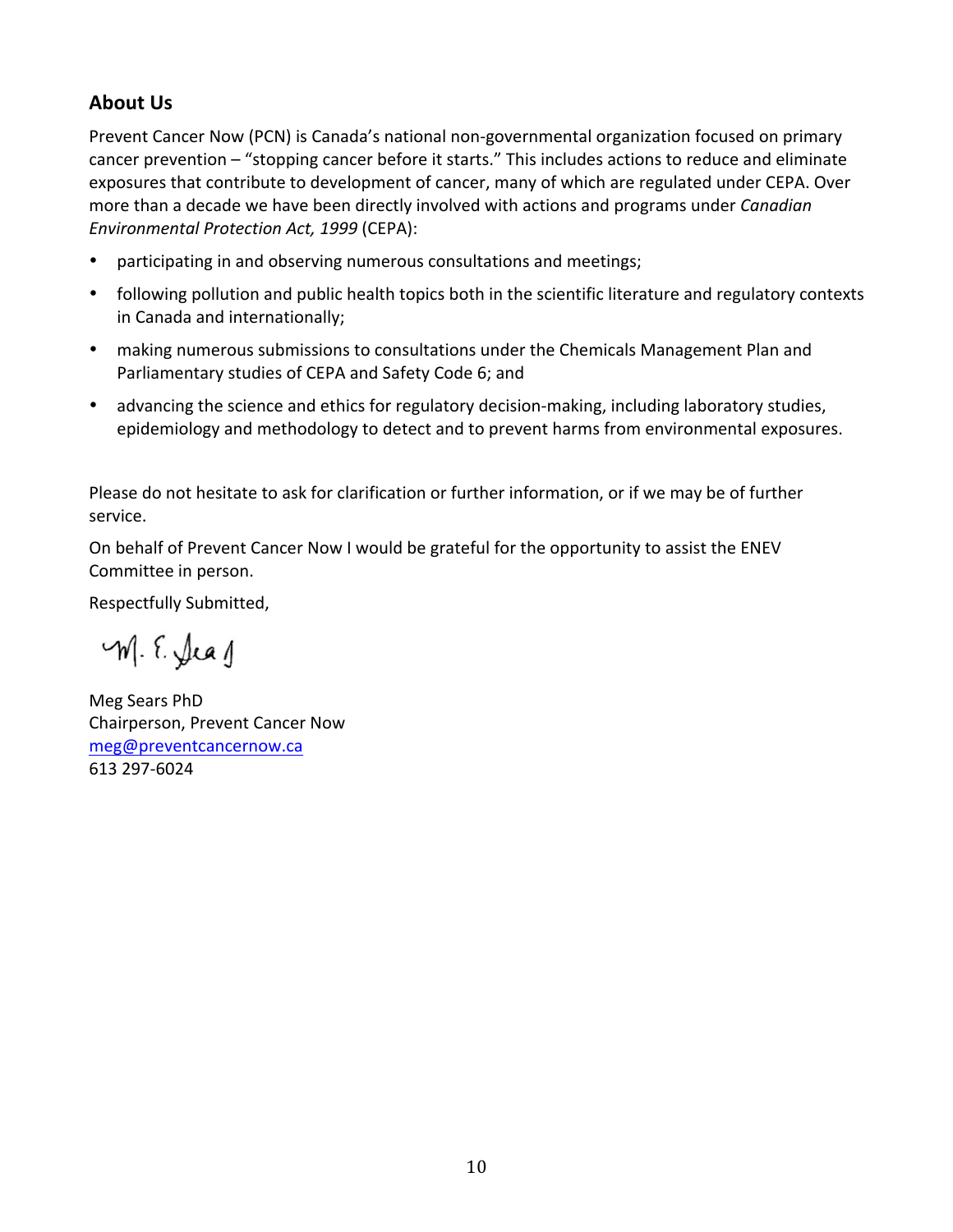## About Us

Prevent Cancer Now (PCN) is Canada's national non-governmental organization focused on primary cancer prevention – "stopping cancer before it starts." This includes actions to reduce and eliminate exposures that contribute to development of cancer, many of which are regulated under CEPA. Over more than a decade we have been directly involved with actions and programs under *Canadian Environmental Protection Act, 1999* (CEPA):

- participating in and observing numerous consultations and meetings;
- following pollution and public health topics both in the scientific literature and regulatory contexts in Canada and internationally;
- making numerous submissions to consultations under the Chemicals Management Plan and Parliamentary studies of CEPA and Safety Code 6; and
- advancing the science and ethics for regulatory decision-making, including laboratory studies, epidemiology and methodology to detect and to prevent harms from environmental exposures.

Please do not hesitate to ask for clarification or further information, or if we may be of further service.

On behalf of Prevent Cancer Now I would be grateful for the opportunity to assist the ENEV Committee in person.

Respectfully Submitted,

M. E. Sears

Meg Sears PhD
Chairperson, Prevent Cancer Now
meg@preventcancernow.ca
613 297-6024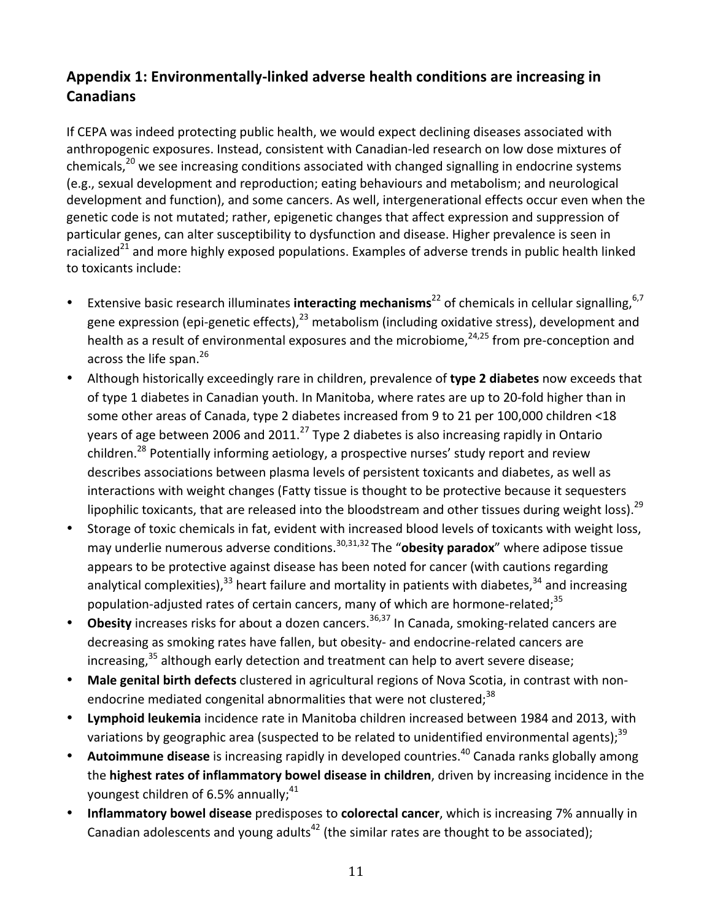## Appendix 1: Environmentally-linked adverse health conditions are increasing in Canadians

If CEPA was indeed protecting public health, we would expect declining diseases associated with anthropogenic exposures. Instead, consistent with Canadian-led research on low dose mixtures of chemicals,[20] we see increasing conditions associated with changed signalling in endocrine systems (e.g., sexual development and reproduction; eating behaviours and metabolism; and neurological development and function), and some cancers. As well, intergenerational effects occur even when the genetic code is not mutated; rather, epigenetic changes that affect expression and suppression of particular genes, can alter susceptibility to dysfunction and disease. Higher prevalence is seen in racialized[21] and more highly exposed populations. Examples of adverse trends in public health linked to toxicants include:

- Extensive basic research illuminates **interacting mechanisms**[22] of chemicals in cellular signalling,[6,7] gene expression (epi-genetic effects),[23] metabolism (including oxidative stress), development and health as a result of environmental exposures and the microbiome,[24,25] from pre-conception and across the life span.[26]
- Although historically exceedingly rare in children, prevalence of **type 2 diabetes** now exceeds that of type 1 diabetes in Canadian youth. In Manitoba, where rates are up to 20-fold higher than in some other areas of Canada, type 2 diabetes increased from 9 to 21 per 100,000 children <18 years of age between 2006 and 2011.[27] Type 2 diabetes is also increasing rapidly in Ontario children.[28] Potentially informing aetiology, a prospective nurses' study report and review describes associations between plasma levels of persistent toxicants and diabetes, as well as interactions with weight changes (Fatty tissue is thought to be protective because it sequesters lipophilic toxicants, that are released into the bloodstream and other tissues during weight loss).[29]
- Storage of toxic chemicals in fat, evident with increased blood levels of toxicants with weight loss, may underlie numerous adverse conditions.[30,31,32] The "**obesity paradox**" where adipose tissue appears to be protective against disease has been noted for cancer (with cautions regarding analytical complexities),[33] heart failure and mortality in patients with diabetes,[34] and increasing population-adjusted rates of certain cancers, many of which are hormone-related;[35]
- **Obesity** increases risks for about a dozen cancers.[36,37] In Canada, smoking-related cancers are decreasing as smoking rates have fallen, but obesity- and endocrine-related cancers are increasing,[35] although early detection and treatment can help to avert severe disease;
- **Male genital birth defects** clustered in agricultural regions of Nova Scotia, in contrast with non-endocrine mediated congenital abnormalities that were not clustered;[38]
- **Lymphoid leukemia** incidence rate in Manitoba children increased between 1984 and 2013, with variations by geographic area (suspected to be related to unidentified environmental agents);[39]
- **Autoimmune disease** is increasing rapidly in developed countries.[40] Canada ranks globally among the **highest rates of inflammatory bowel disease in children**, driven by increasing incidence in the youngest children of 6.5% annually;[41]
- **Inflammatory bowel disease** predisposes to **colorectal cancer**, which is increasing 7% annually in Canadian adolescents and young adults[42] (the similar rates are thought to be associated);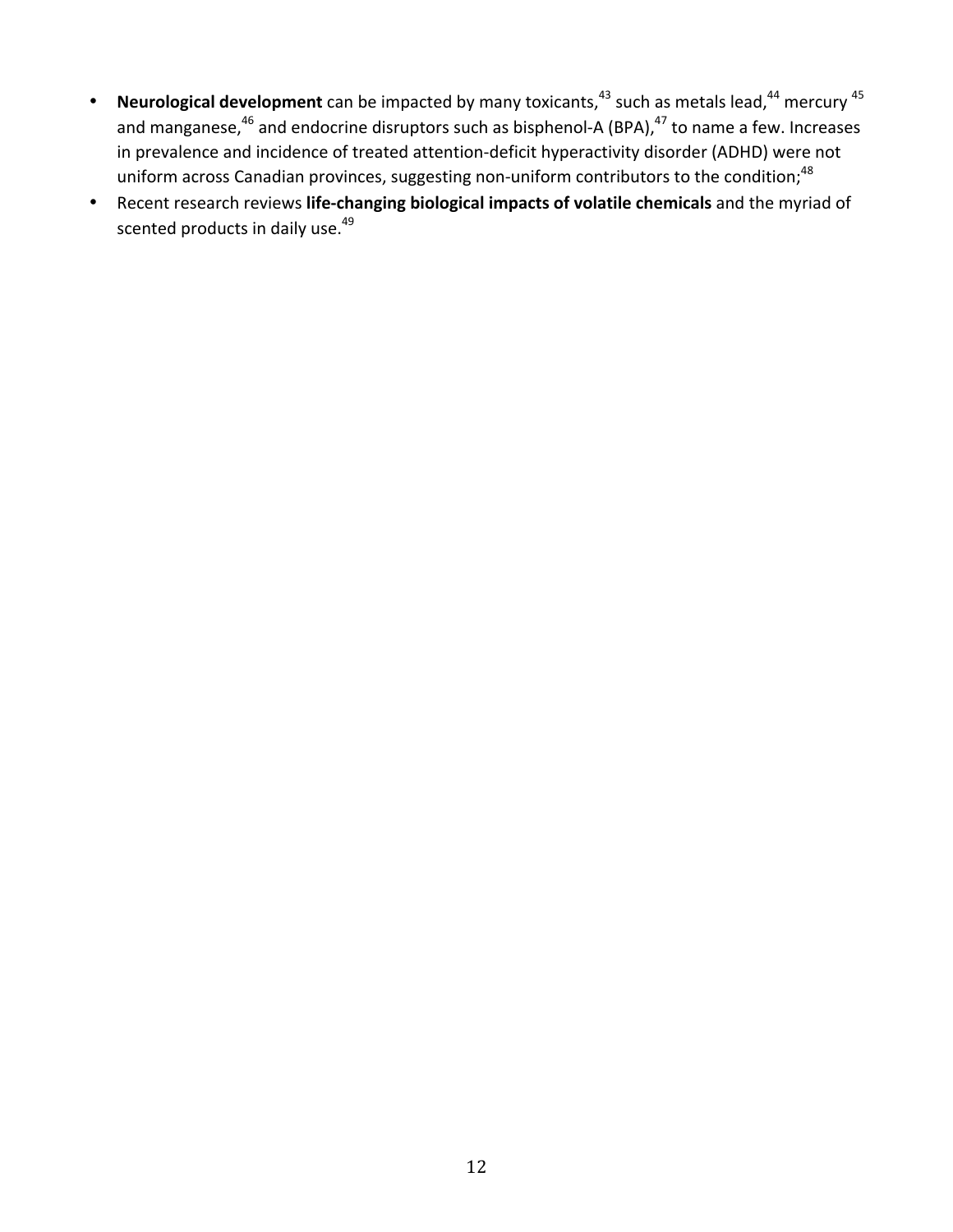- **Neurological development** can be impacted by many toxicants,[43] such as metals lead,[44] mercury [45] and manganese,[46] and endocrine disruptors such as bisphenol-A (BPA),[47] to name a few. Increases in prevalence and incidence of treated attention-deficit hyperactivity disorder (ADHD) were not uniform across Canadian provinces, suggesting non-uniform contributors to the condition;[48]
- Recent research reviews **life-changing biological impacts of volatile chemicals** and the myriad of scented products in daily use.[49]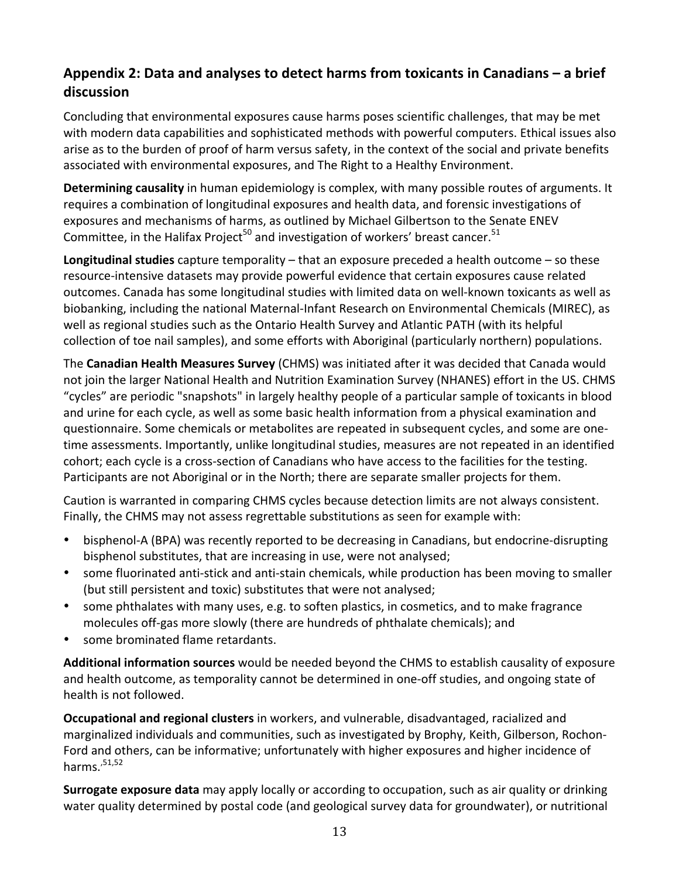## Appendix 2: Data and analyses to detect harms from toxicants in Canadians – a brief discussion

Concluding that environmental exposures cause harms poses scientific challenges, that may be met with modern data capabilities and sophisticated methods with powerful computers. Ethical issues also arise as to the burden of proof of harm versus safety, in the context of the social and private benefits associated with environmental exposures, and The Right to a Healthy Environment.

**Determining causality** in human epidemiology is complex, with many possible routes of arguments. It requires a combination of longitudinal exposures and health data, and forensic investigations of exposures and mechanisms of harms, as outlined by Michael Gilbertson to the Senate ENEV Committee, in the Halifax Project[50] and investigation of workers' breast cancer.[51]

**Longitudinal studies** capture temporality – that an exposure preceded a health outcome – so these resource-intensive datasets may provide powerful evidence that certain exposures cause related outcomes. Canada has some longitudinal studies with limited data on well-known toxicants as well as biobanking, including the national Maternal-Infant Research on Environmental Chemicals (MIREC), as well as regional studies such as the Ontario Health Survey and Atlantic PATH (with its helpful collection of toe nail samples), and some efforts with Aboriginal (particularly northern) populations.

The **Canadian Health Measures Survey** (CHMS) was initiated after it was decided that Canada would not join the larger National Health and Nutrition Examination Survey (NHANES) effort in the US. CHMS "cycles" are periodic "snapshots" in largely healthy people of a particular sample of toxicants in blood and urine for each cycle, as well as some basic health information from a physical examination and questionnaire. Some chemicals or metabolites are repeated in subsequent cycles, and some are one-time assessments. Importantly, unlike longitudinal studies, measures are not repeated in an identified cohort; each cycle is a cross-section of Canadians who have access to the facilities for the testing. Participants are not Aboriginal or in the North; there are separate smaller projects for them.

Caution is warranted in comparing CHMS cycles because detection limits are not always consistent. Finally, the CHMS may not assess regrettable substitutions as seen for example with:

- bisphenol-A (BPA) was recently reported to be decreasing in Canadians, but endocrine-disrupting bisphenol substitutes, that are increasing in use, were not analysed;
- some fluorinated anti-stick and anti-stain chemicals, while production has been moving to smaller (but still persistent and toxic) substitutes that were not analysed;
- some phthalates with many uses, e.g. to soften plastics, in cosmetics, and to make fragrance molecules off-gas more slowly (there are hundreds of phthalate chemicals); and
- some brominated flame retardants.

**Additional information sources** would be needed beyond the CHMS to establish causality of exposure and health outcome, as temporality cannot be determined in one-off studies, and ongoing state of health is not followed.

**Occupational and regional clusters** in workers, and vulnerable, disadvantaged, racialized and marginalized individuals and communities, such as investigated by Brophy, Keith, Gilberson, Rochon-Ford and others, can be informative; unfortunately with higher exposures and higher incidence of harms.[51,52]

**Surrogate exposure data** may apply locally or according to occupation, such as air quality or drinking water quality determined by postal code (and geological survey data for groundwater), or nutritional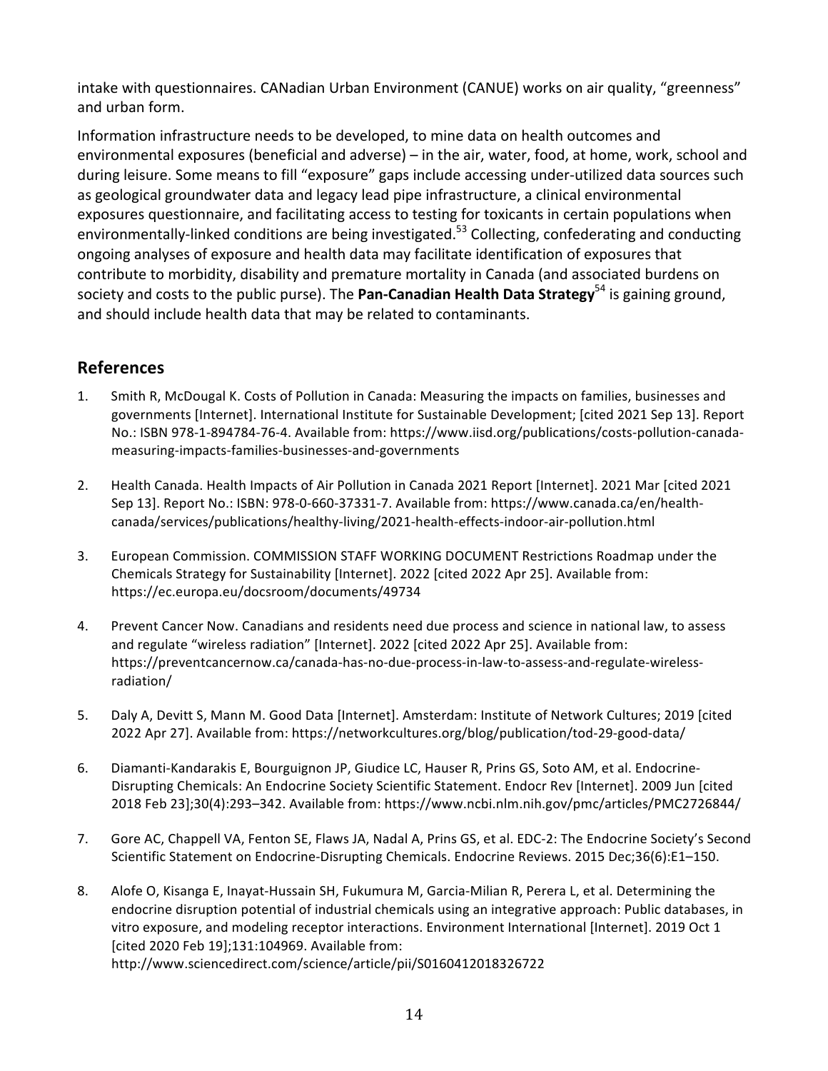intake with questionnaires. CANadian Urban Environment (CANUE) works on air quality, "greenness" and urban form.

Information infrastructure needs to be developed, to mine data on health outcomes and environmental exposures (beneficial and adverse) – in the air, water, food, at home, work, school and during leisure. Some means to fill "exposure" gaps include accessing under-utilized data sources such as geological groundwater data and legacy lead pipe infrastructure, a clinical environmental exposures questionnaire, and facilitating access to testing for toxicants in certain populations when environmentally-linked conditions are being investigated.[53] Collecting, confederating and conducting ongoing analyses of exposure and health data may facilitate identification of exposures that contribute to morbidity, disability and premature mortality in Canada (and associated burdens on society and costs to the public purse). The **Pan-Canadian Health Data Strategy**[54] is gaining ground, and should include health data that may be related to contaminants.

## References

1. Smith R, McDougal K. Costs of Pollution in Canada: Measuring the impacts on families, businesses and governments [Internet]. International Institute for Sustainable Development; [cited 2021 Sep 13]. Report No.: ISBN 978-1-894784-76-4. Available from: https://www.iisd.org/publications/costs-pollution-canada-measuring-impacts-families-businesses-and-governments

2. Health Canada. Health Impacts of Air Pollution in Canada 2021 Report [Internet]. 2021 Mar [cited 2021 Sep 13]. Report No.: ISBN: 978-0-660-37331-7. Available from: https://www.canada.ca/en/health-canada/services/publications/healthy-living/2021-health-effects-indoor-air-pollution.html

3. European Commission. COMMISSION STAFF WORKING DOCUMENT Restrictions Roadmap under the Chemicals Strategy for Sustainability [Internet]. 2022 [cited 2022 Apr 25]. Available from: https://ec.europa.eu/docsroom/documents/49734

4. Prevent Cancer Now. Canadians and residents need due process and science in national law, to assess and regulate "wireless radiation" [Internet]. 2022 [cited 2022 Apr 25]. Available from: https://preventcancernow.ca/canada-has-no-due-process-in-law-to-assess-and-regulate-wireless-radiation/

5. Daly A, Devitt S, Mann M. Good Data [Internet]. Amsterdam: Institute of Network Cultures; 2019 [cited 2022 Apr 27]. Available from: https://networkcultures.org/blog/publication/tod-29-good-data/

6. Diamanti-Kandarakis E, Bourguignon JP, Giudice LC, Hauser R, Prins GS, Soto AM, et al. Endocrine-Disrupting Chemicals: An Endocrine Society Scientific Statement. Endocr Rev [Internet]. 2009 Jun [cited 2018 Feb 23];30(4):293–342. Available from: https://www.ncbi.nlm.nih.gov/pmc/articles/PMC2726844/

7. Gore AC, Chappell VA, Fenton SE, Flaws JA, Nadal A, Prins GS, et al. EDC-2: The Endocrine Society's Second Scientific Statement on Endocrine-Disrupting Chemicals. Endocrine Reviews. 2015 Dec;36(6):E1–150.

8. Alofe O, Kisanga E, Inayat-Hussain SH, Fukumura M, Garcia-Milian R, Perera L, et al. Determining the endocrine disruption potential of industrial chemicals using an integrative approach: Public databases, in vitro exposure, and modeling receptor interactions. Environment International [Internet]. 2019 Oct 1 [cited 2020 Feb 19];131:104969. Available from: http://www.sciencedirect.com/science/article/pii/S0160412018326722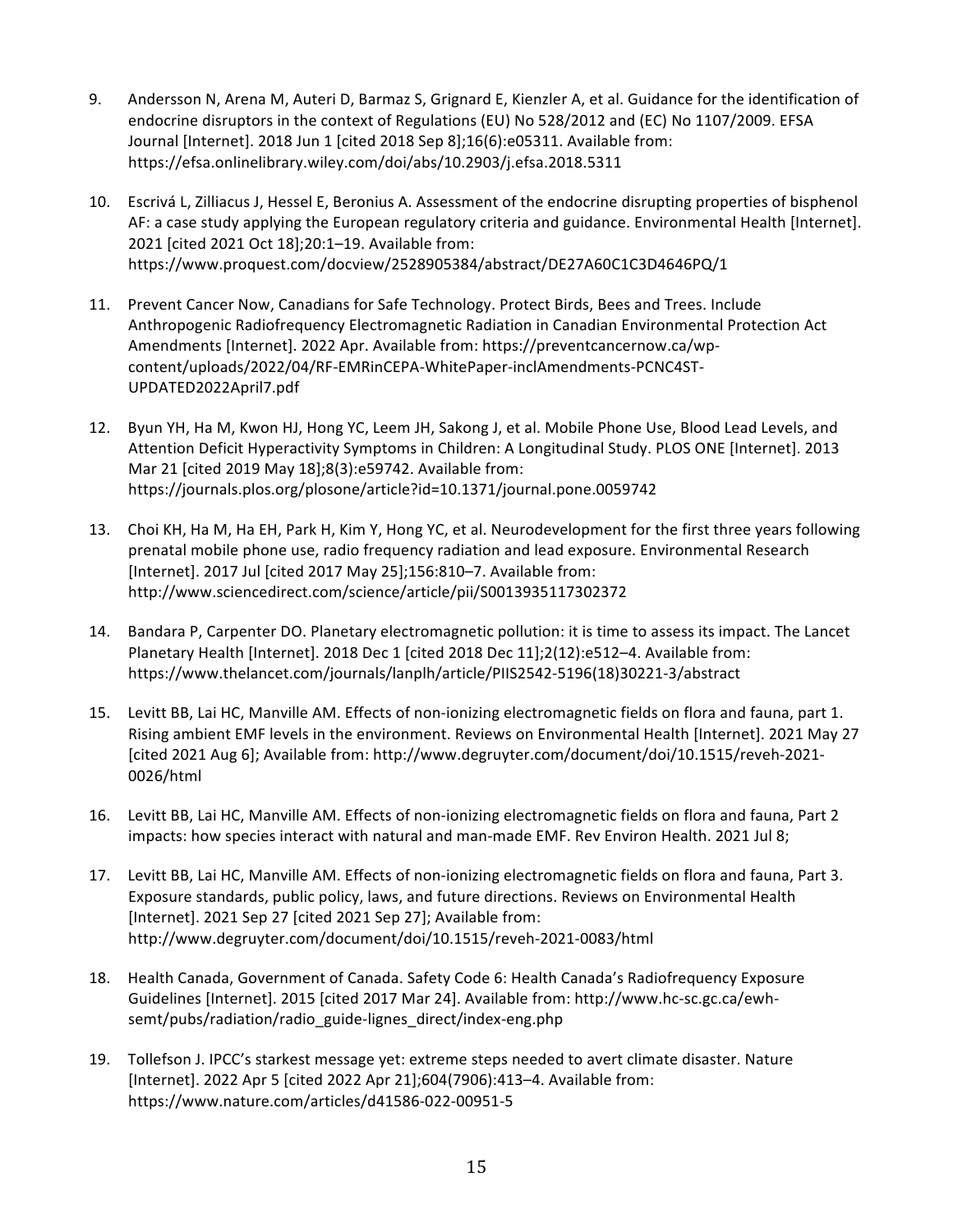9. Andersson N, Arena M, Auteri D, Barmaz S, Grignard E, Kienzler A, et al. Guidance for the identification of endocrine disruptors in the context of Regulations (EU) No 528/2012 and (EC) No 1107/2009. EFSA Journal [Internet]. 2018 Jun 1 [cited 2018 Sep 8];16(6):e05311. Available from: https://efsa.onlinelibrary.wiley.com/doi/abs/10.2903/j.efsa.2018.5311

10. Escrivá L, Zilliacus J, Hessel E, Beronius A. Assessment of the endocrine disrupting properties of bisphenol AF: a case study applying the European regulatory criteria and guidance. Environmental Health [Internet]. 2021 [cited 2021 Oct 18];20:1–19. Available from: https://www.proquest.com/docview/2528905384/abstract/DE27A60C1C3D4646PQ/1

11. Prevent Cancer Now, Canadians for Safe Technology. Protect Birds, Bees and Trees. Include Anthropogenic Radiofrequency Electromagnetic Radiation in Canadian Environmental Protection Act Amendments [Internet]. 2022 Apr. Available from: https://preventcancernow.ca/wp-content/uploads/2022/04/RF-EMRinCEPA-WhitePaper-inclAmendments-PCNC4ST-UPDATED2022April7.pdf

12. Byun YH, Ha M, Kwon HJ, Hong YC, Leem JH, Sakong J, et al. Mobile Phone Use, Blood Lead Levels, and Attention Deficit Hyperactivity Symptoms in Children: A Longitudinal Study. PLOS ONE [Internet]. 2013 Mar 21 [cited 2019 May 18];8(3):e59742. Available from: https://journals.plos.org/plosone/article?id=10.1371/journal.pone.0059742

13. Choi KH, Ha M, Ha EH, Park H, Kim Y, Hong YC, et al. Neurodevelopment for the first three years following prenatal mobile phone use, radio frequency radiation and lead exposure. Environmental Research [Internet]. 2017 Jul [cited 2017 May 25];156:810–7. Available from: http://www.sciencedirect.com/science/article/pii/S0013935117302372

14. Bandara P, Carpenter DO. Planetary electromagnetic pollution: it is time to assess its impact. The Lancet Planetary Health [Internet]. 2018 Dec 1 [cited 2018 Dec 11];2(12):e512–4. Available from: https://www.thelancet.com/journals/lanplh/article/PIIS2542-5196(18)30221-3/abstract

15. Levitt BB, Lai HC, Manville AM. Effects of non-ionizing electromagnetic fields on flora and fauna, part 1. Rising ambient EMF levels in the environment. Reviews on Environmental Health [Internet]. 2021 May 27 [cited 2021 Aug 6]; Available from: http://www.degruyter.com/document/doi/10.1515/reveh-2021-0026/html

16. Levitt BB, Lai HC, Manville AM. Effects of non-ionizing electromagnetic fields on flora and fauna, Part 2 impacts: how species interact with natural and man-made EMF. Rev Environ Health. 2021 Jul 8;

17. Levitt BB, Lai HC, Manville AM. Effects of non-ionizing electromagnetic fields on flora and fauna, Part 3. Exposure standards, public policy, laws, and future directions. Reviews on Environmental Health [Internet]. 2021 Sep 27 [cited 2021 Sep 27]; Available from: http://www.degruyter.com/document/doi/10.1515/reveh-2021-0083/html

18. Health Canada, Government of Canada. Safety Code 6: Health Canada's Radiofrequency Exposure Guidelines [Internet]. 2015 [cited 2017 Mar 24]. Available from: http://www.hc-sc.gc.ca/ewh-semt/pubs/radiation/radio_guide-lignes_direct/index-eng.php

19. Tollefson J. IPCC's starkest message yet: extreme steps needed to avert climate disaster. Nature [Internet]. 2022 Apr 5 [cited 2022 Apr 21];604(7906):413–4. Available from: https://www.nature.com/articles/d41586-022-00951-5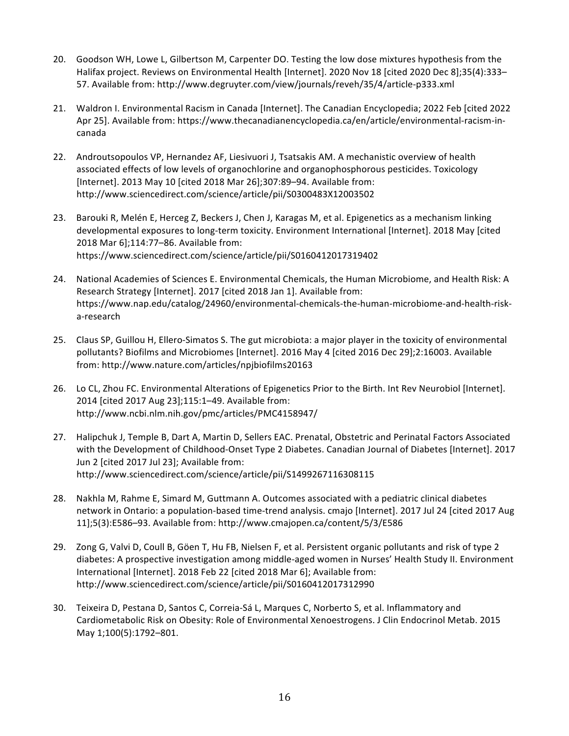20. Goodson WH, Lowe L, Gilbertson M, Carpenter DO. Testing the low dose mixtures hypothesis from the Halifax project. Reviews on Environmental Health [Internet]. 2020 Nov 18 [cited 2020 Dec 8];35(4):333–57. Available from: http://www.degruyter.com/view/journals/reveh/35/4/article-p333.xml

21. Waldron I. Environmental Racism in Canada [Internet]. The Canadian Encyclopedia; 2022 Feb [cited 2022 Apr 25]. Available from: https://www.thecanadianencyclopedia.ca/en/article/environmental-racism-in-canada

22. Androutsopoulos VP, Hernandez AF, Liesivuori J, Tsatsakis AM. A mechanistic overview of health associated effects of low levels of organochlorine and organophosphorous pesticides. Toxicology [Internet]. 2013 May 10 [cited 2018 Mar 26];307:89–94. Available from: http://www.sciencedirect.com/science/article/pii/S0300483X12003502

23. Barouki R, Melén E, Herceg Z, Beckers J, Chen J, Karagas M, et al. Epigenetics as a mechanism linking developmental exposures to long-term toxicity. Environment International [Internet]. 2018 May [cited 2018 Mar 6];114:77–86. Available from: https://www.sciencedirect.com/science/article/pii/S0160412017319402

24. National Academies of Sciences E. Environmental Chemicals, the Human Microbiome, and Health Risk: A Research Strategy [Internet]. 2017 [cited 2018 Jan 1]. Available from: https://www.nap.edu/catalog/24960/environmental-chemicals-the-human-microbiome-and-health-risk-a-research

25. Claus SP, Guillou H, Ellero-Simatos S. The gut microbiota: a major player in the toxicity of environmental pollutants? Biofilms and Microbiomes [Internet]. 2016 May 4 [cited 2016 Dec 29];2:16003. Available from: http://www.nature.com/articles/npjbiofilms20163

26. Lo CL, Zhou FC. Environmental Alterations of Epigenetics Prior to the Birth. Int Rev Neurobiol [Internet]. 2014 [cited 2017 Aug 23];115:1–49. Available from: http://www.ncbi.nlm.nih.gov/pmc/articles/PMC4158947/

27. Halipchuk J, Temple B, Dart A, Martin D, Sellers EAC. Prenatal, Obstetric and Perinatal Factors Associated with the Development of Childhood-Onset Type 2 Diabetes. Canadian Journal of Diabetes [Internet]. 2017 Jun 2 [cited 2017 Jul 23]; Available from: http://www.sciencedirect.com/science/article/pii/S1499267116308115

28. Nakhla M, Rahme E, Simard M, Guttmann A. Outcomes associated with a pediatric clinical diabetes network in Ontario: a population-based time-trend analysis. cmajo [Internet]. 2017 Jul 24 [cited 2017 Aug 11];5(3):E586–93. Available from: http://www.cmajopen.ca/content/5/3/E586

29. Zong G, Valvi D, Coull B, Göen T, Hu FB, Nielsen F, et al. Persistent organic pollutants and risk of type 2 diabetes: A prospective investigation among middle-aged women in Nurses' Health Study II. Environment International [Internet]. 2018 Feb 22 [cited 2018 Mar 6]; Available from: http://www.sciencedirect.com/science/article/pii/S0160412017312990

30. Teixeira D, Pestana D, Santos C, Correia-Sá L, Marques C, Norberto S, et al. Inflammatory and Cardiometabolic Risk on Obesity: Role of Environmental Xenoestrogens. J Clin Endocrinol Metab. 2015 May 1;100(5):1792–801.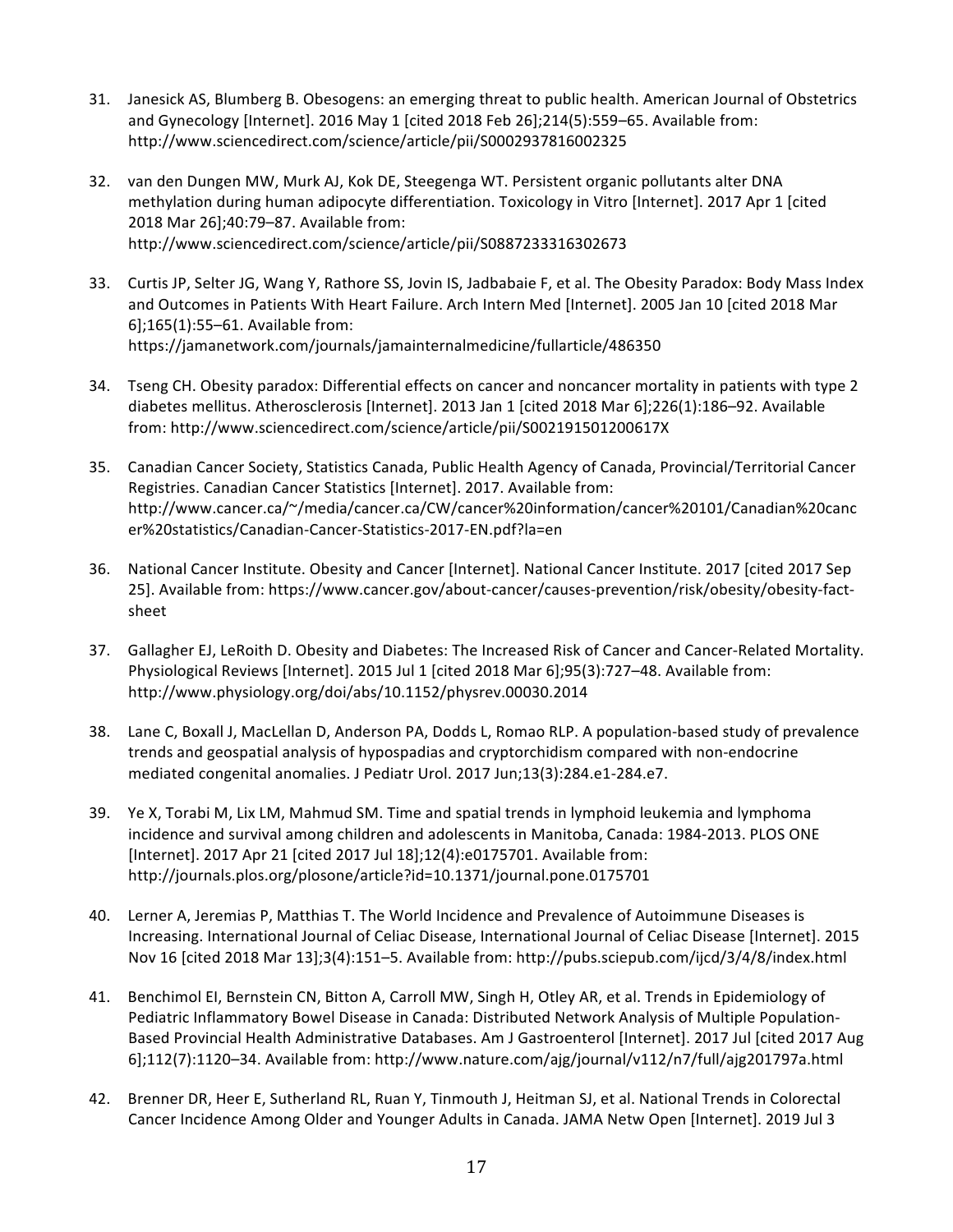31. Janesick AS, Blumberg B. Obesogens: an emerging threat to public health. American Journal of Obstetrics and Gynecology [Internet]. 2016 May 1 [cited 2018 Feb 26];214(5):559–65. Available from: http://www.sciencedirect.com/science/article/pii/S0002937816002325

32. van den Dungen MW, Murk AJ, Kok DE, Steegenga WT. Persistent organic pollutants alter DNA methylation during human adipocyte differentiation. Toxicology in Vitro [Internet]. 2017 Apr 1 [cited 2018 Mar 26];40:79–87. Available from: http://www.sciencedirect.com/science/article/pii/S0887233316302673

33. Curtis JP, Selter JG, Wang Y, Rathore SS, Jovin IS, Jadbabaie F, et al. The Obesity Paradox: Body Mass Index and Outcomes in Patients With Heart Failure. Arch Intern Med [Internet]. 2005 Jan 10 [cited 2018 Mar 6];165(1):55–61. Available from: https://jamanetwork.com/journals/jamainternalmedicine/fullarticle/486350

34. Tseng CH. Obesity paradox: Differential effects on cancer and noncancer mortality in patients with type 2 diabetes mellitus. Atherosclerosis [Internet]. 2013 Jan 1 [cited 2018 Mar 6];226(1):186–92. Available from: http://www.sciencedirect.com/science/article/pii/S002191501200617X

35. Canadian Cancer Society, Statistics Canada, Public Health Agency of Canada, Provincial/Territorial Cancer Registries. Canadian Cancer Statistics [Internet]. 2017. Available from: http://www.cancer.ca/~/media/cancer.ca/CW/cancer%20information/cancer%20101/Canadian%20cancer%20statistics/Canadian-Cancer-Statistics-2017-EN.pdf?la=en

36. National Cancer Institute. Obesity and Cancer [Internet]. National Cancer Institute. 2017 [cited 2017 Sep 25]. Available from: https://www.cancer.gov/about-cancer/causes-prevention/risk/obesity/obesity-fact-sheet

37. Gallagher EJ, LeRoith D. Obesity and Diabetes: The Increased Risk of Cancer and Cancer-Related Mortality. Physiological Reviews [Internet]. 2015 Jul 1 [cited 2018 Mar 6];95(3):727–48. Available from: http://www.physiology.org/doi/abs/10.1152/physrev.00030.2014

38. Lane C, Boxall J, MacLellan D, Anderson PA, Dodds L, Romao RLP. A population-based study of prevalence trends and geospatial analysis of hypospadias and cryptorchidism compared with non-endocrine mediated congenital anomalies. J Pediatr Urol. 2017 Jun;13(3):284.e1-284.e7.

39. Ye X, Torabi M, Lix LM, Mahmud SM. Time and spatial trends in lymphoid leukemia and lymphoma incidence and survival among children and adolescents in Manitoba, Canada: 1984-2013. PLOS ONE [Internet]. 2017 Apr 21 [cited 2017 Jul 18];12(4):e0175701. Available from: http://journals.plos.org/plosone/article?id=10.1371/journal.pone.0175701

40. Lerner A, Jeremias P, Matthias T. The World Incidence and Prevalence of Autoimmune Diseases is Increasing. International Journal of Celiac Disease, International Journal of Celiac Disease [Internet]. 2015 Nov 16 [cited 2018 Mar 13];3(4):151–5. Available from: http://pubs.sciepub.com/ijcd/3/4/8/index.html

41. Benchimol EI, Bernstein CN, Bitton A, Carroll MW, Singh H, Otley AR, et al. Trends in Epidemiology of Pediatric Inflammatory Bowel Disease in Canada: Distributed Network Analysis of Multiple Population-Based Provincial Health Administrative Databases. Am J Gastroenterol [Internet]. 2017 Jul [cited 2017 Aug 6];112(7):1120–34. Available from: http://www.nature.com/ajg/journal/v112/n7/full/ajg201797a.html

42. Brenner DR, Heer E, Sutherland RL, Ruan Y, Tinmouth J, Heitman SJ, et al. National Trends in Colorectal Cancer Incidence Among Older and Younger Adults in Canada. JAMA Netw Open [Internet]. 2019 Jul 3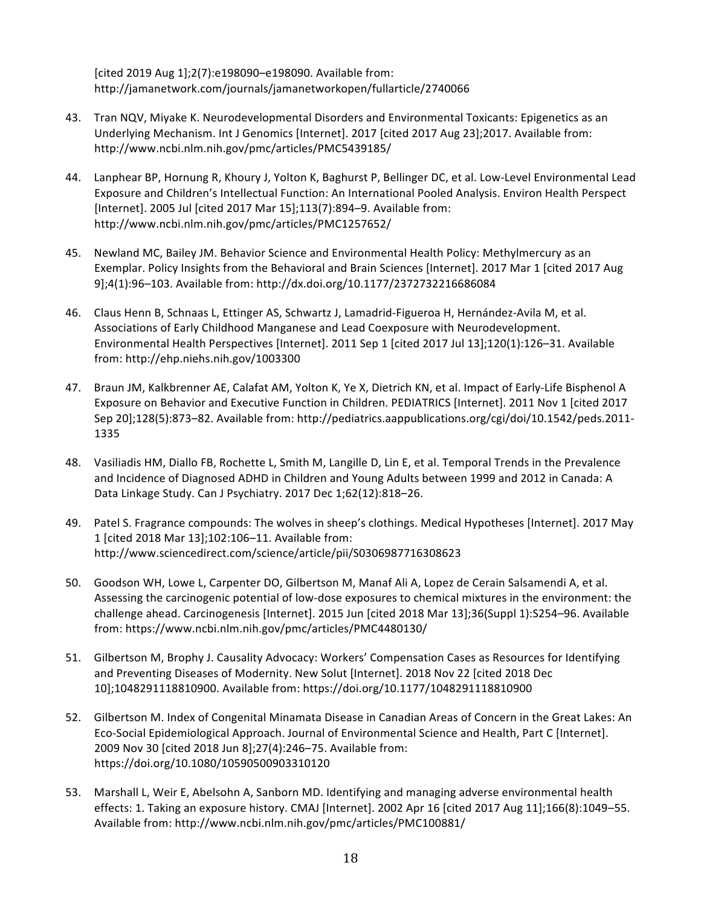[cited 2019 Aug 1];2(7):e198090–e198090. Available from: http://jamanetwork.com/journals/jamanetworkopen/fullarticle/2740066

43. Tran NQV, Miyake K. Neurodevelopmental Disorders and Environmental Toxicants: Epigenetics as an Underlying Mechanism. Int J Genomics [Internet]. 2017 [cited 2017 Aug 23];2017. Available from: http://www.ncbi.nlm.nih.gov/pmc/articles/PMC5439185/

44. Lanphear BP, Hornung R, Khoury J, Yolton K, Baghurst P, Bellinger DC, et al. Low-Level Environmental Lead Exposure and Children's Intellectual Function: An International Pooled Analysis. Environ Health Perspect [Internet]. 2005 Jul [cited 2017 Mar 15];113(7):894–9. Available from: http://www.ncbi.nlm.nih.gov/pmc/articles/PMC1257652/

45. Newland MC, Bailey JM. Behavior Science and Environmental Health Policy: Methylmercury as an Exemplar. Policy Insights from the Behavioral and Brain Sciences [Internet]. 2017 Mar 1 [cited 2017 Aug 9];4(1):96–103. Available from: http://dx.doi.org/10.1177/2372732216686084

46. Claus Henn B, Schnaas L, Ettinger AS, Schwartz J, Lamadrid-Figueroa H, Hernández-Avila M, et al. Associations of Early Childhood Manganese and Lead Coexposure with Neurodevelopment. Environmental Health Perspectives [Internet]. 2011 Sep 1 [cited 2017 Jul 13];120(1):126–31. Available from: http://ehp.niehs.nih.gov/1003300

47. Braun JM, Kalkbrenner AE, Calafat AM, Yolton K, Ye X, Dietrich KN, et al. Impact of Early-Life Bisphenol A Exposure on Behavior and Executive Function in Children. PEDIATRICS [Internet]. 2011 Nov 1 [cited 2017 Sep 20];128(5):873–82. Available from: http://pediatrics.aappublications.org/cgi/doi/10.1542/peds.2011-1335

48. Vasiliadis HM, Diallo FB, Rochette L, Smith M, Langille D, Lin E, et al. Temporal Trends in the Prevalence and Incidence of Diagnosed ADHD in Children and Young Adults between 1999 and 2012 in Canada: A Data Linkage Study. Can J Psychiatry. 2017 Dec 1;62(12):818–26.

49. Patel S. Fragrance compounds: The wolves in sheep's clothings. Medical Hypotheses [Internet]. 2017 May 1 [cited 2018 Mar 13];102:106–11. Available from: http://www.sciencedirect.com/science/article/pii/S0306987716308623

50. Goodson WH, Lowe L, Carpenter DO, Gilbertson M, Manaf Ali A, Lopez de Cerain Salsamendi A, et al. Assessing the carcinogenic potential of low-dose exposures to chemical mixtures in the environment: the challenge ahead. Carcinogenesis [Internet]. 2015 Jun [cited 2018 Mar 13];36(Suppl 1):S254–96. Available from: https://www.ncbi.nlm.nih.gov/pmc/articles/PMC4480130/

51. Gilbertson M, Brophy J. Causality Advocacy: Workers' Compensation Cases as Resources for Identifying and Preventing Diseases of Modernity. New Solut [Internet]. 2018 Nov 22 [cited 2018 Dec 10];1048291118810900. Available from: https://doi.org/10.1177/1048291118810900

52. Gilbertson M. Index of Congenital Minamata Disease in Canadian Areas of Concern in the Great Lakes: An Eco-Social Epidemiological Approach. Journal of Environmental Science and Health, Part C [Internet]. 2009 Nov 30 [cited 2018 Jun 8];27(4):246–75. Available from: https://doi.org/10.1080/10590500903310120

53. Marshall L, Weir E, Abelsohn A, Sanborn MD. Identifying and managing adverse environmental health effects: 1. Taking an exposure history. CMAJ [Internet]. 2002 Apr 16 [cited 2017 Aug 11];166(8):1049–55. Available from: http://www.ncbi.nlm.nih.gov/pmc/articles/PMC100881/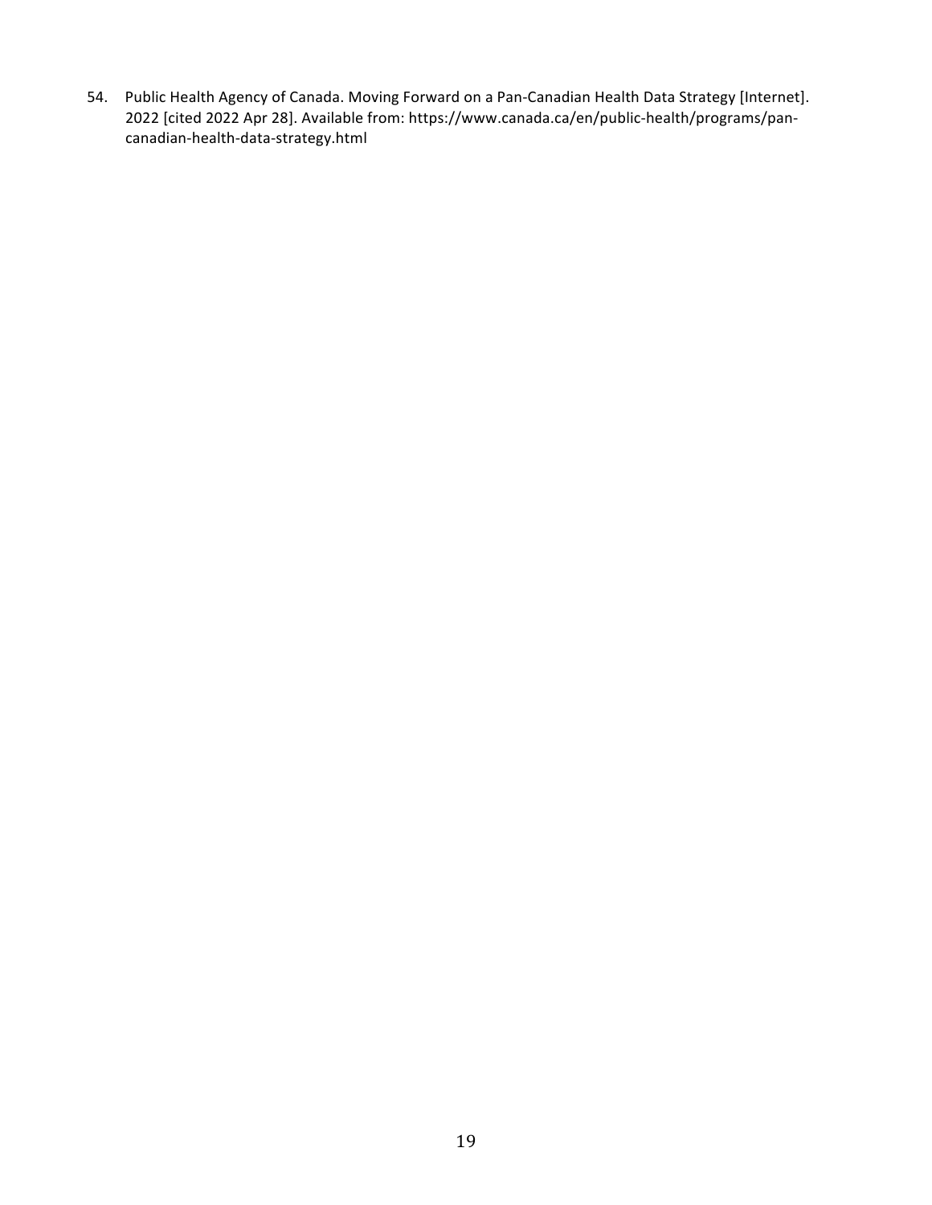54. Public Health Agency of Canada. Moving Forward on a Pan-Canadian Health Data Strategy [Internet]. 2022 [cited 2022 Apr 28]. Available from: https://www.canada.ca/en/public-health/programs/pan-canadian-health-data-strategy.html